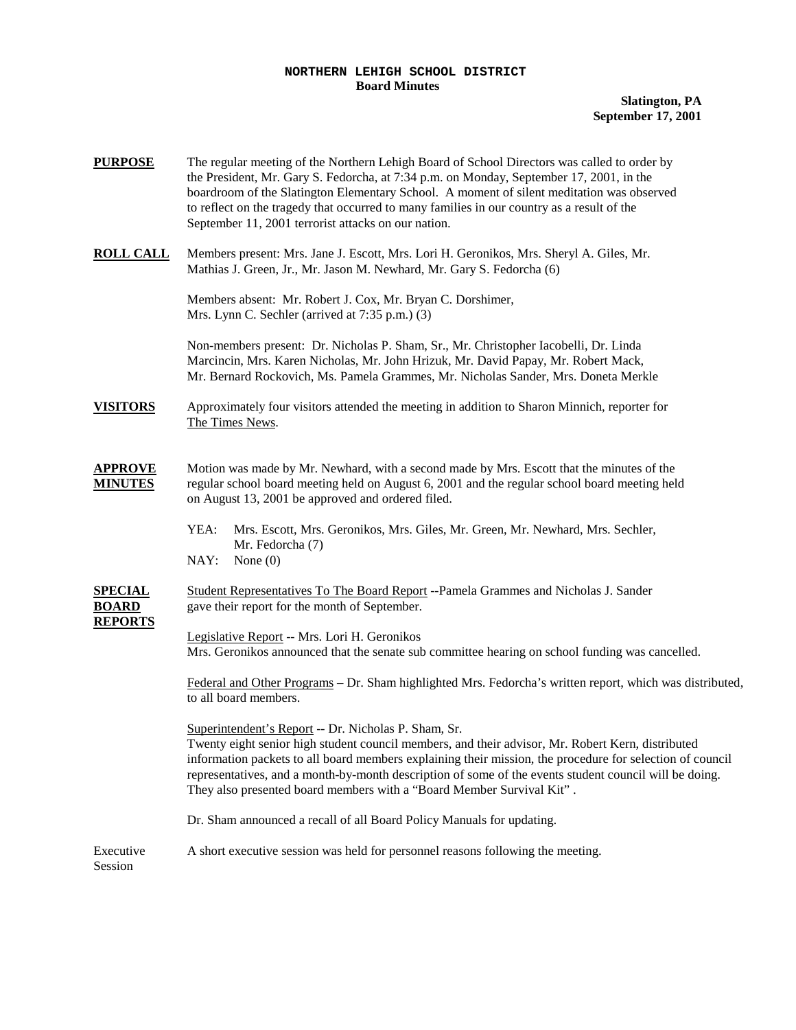**NORTHERN LEHIGH SCHOOL DISTRICT**
**Board Minutes**

**Slatington, PA**
**September 17, 2001**

**PURPOSE** The regular meeting of the Northern Lehigh Board of School Directors was called to order by the President, Mr. Gary S. Fedorcha, at 7:34 p.m. on Monday, September 17, 2001, in the boardroom of the Slatington Elementary School. A moment of silent meditation was observed to reflect on the tragedy that occurred to many families in our country as a result of the September 11, 2001 terrorist attacks on our nation.

**ROLL CALL** Members present: Mrs. Jane J. Escott, Mrs. Lori H. Geronikos, Mrs. Sheryl A. Giles, Mr. Mathias J. Green, Jr., Mr. Jason M. Newhard, Mr. Gary S. Fedorcha (6)

Members absent: Mr. Robert J. Cox, Mr. Bryan C. Dorshimer, Mrs. Lynn C. Sechler (arrived at 7:35 p.m.) (3)

Non-members present: Dr. Nicholas P. Sham, Sr., Mr. Christopher Iacobelli, Dr. Linda Marcincin, Mrs. Karen Nicholas, Mr. John Hrizuk, Mr. David Papay, Mr. Robert Mack, Mr. Bernard Rockovich, Ms. Pamela Grammes, Mr. Nicholas Sander, Mrs. Doneta Merkle

**VISITORS** Approximately four visitors attended the meeting in addition to Sharon Minnich, reporter for The Times News.

**APPROVE MINUTES** Motion was made by Mr. Newhard, with a second made by Mrs. Escott that the minutes of the regular school board meeting held on August 6, 2001 and the regular school board meeting held on August 13, 2001 be approved and ordered filed.

YEA: Mrs. Escott, Mrs. Geronikos, Mrs. Giles, Mr. Green, Mr. Newhard, Mrs. Sechler, Mr. Fedorcha (7)
NAY: None (0)

**SPECIAL BOARD REPORTS** Student Representatives To The Board Report --Pamela Grammes and Nicholas J. Sander gave their report for the month of September.

Legislative Report -- Mrs. Lori H. Geronikos
Mrs. Geronikos announced that the senate sub committee hearing on school funding was cancelled.

Federal and Other Programs – Dr. Sham highlighted Mrs. Fedorcha's written report, which was distributed, to all board members.

Superintendent's Report -- Dr. Nicholas P. Sham, Sr.
Twenty eight senior high student council members, and their advisor, Mr. Robert Kern, distributed information packets to all board members explaining their mission, the procedure for selection of council representatives, and a month-by-month description of some of the events student council will be doing. They also presented board members with a "Board Member Survival Kit" .

Dr. Sham announced a recall of all Board Policy Manuals for updating.

Executive Session A short executive session was held for personnel reasons following the meeting.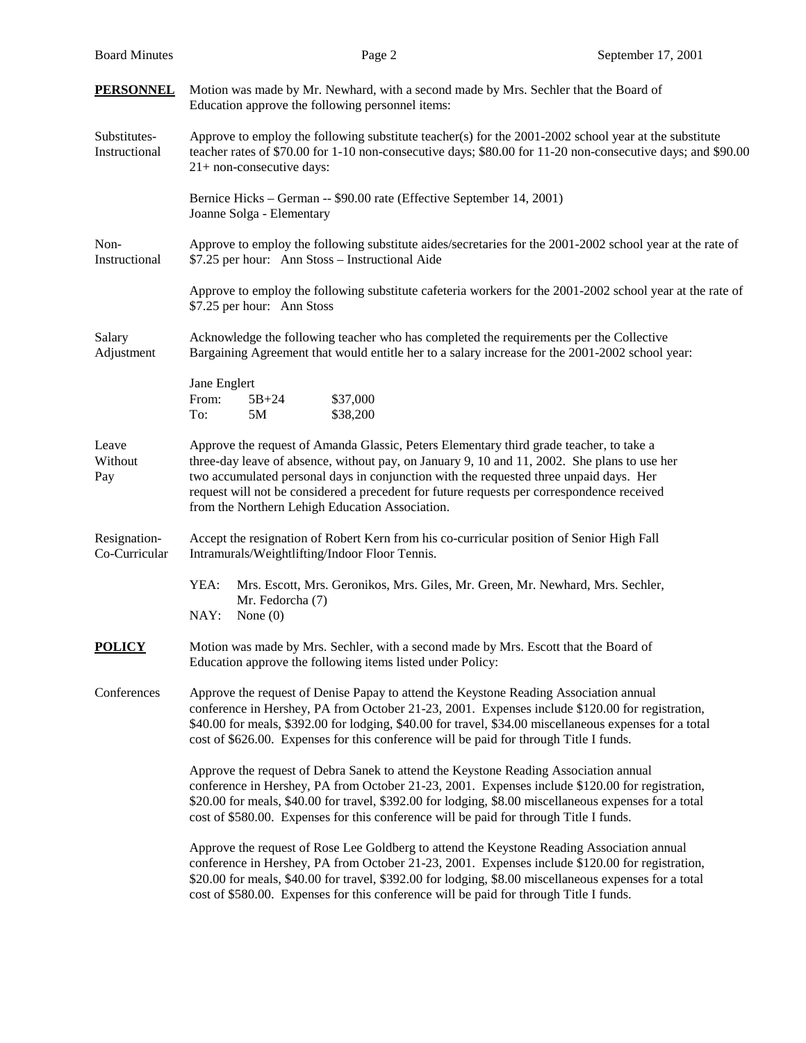**PERSONNEL** Motion was made by Mr. Newhard, with a second made by Mrs. Sechler that the Board of Education approve the following personnel items:

Substitutes-Instructional

Approve to employ the following substitute teacher(s) for the 2001-2002 school year at the substitute teacher rates of $70.00 for 1-10 non-consecutive days; $80.00 for 11-20 non-consecutive days; and $90.00 21+ non-consecutive days:

Bernice Hicks – German -- $90.00 rate (Effective September 14, 2001)
Joanne Solga - Elementary

Non-Instructional

Approve to employ the following substitute aides/secretaries for the 2001-2002 school year at the rate of $7.25 per hour: Ann Stoss – Instructional Aide

Approve to employ the following substitute cafeteria workers for the 2001-2002 school year at the rate of $7.25 per hour: Ann Stoss

Salary Adjustment

Acknowledge the following teacher who has completed the requirements per the Collective Bargaining Agreement that would entitle her to a salary increase for the 2001-2002 school year:

Jane Englert

| | | |
|---|---|---|
| From: | 5B+24 | $37,000 |
| To: | 5M | $38,200 |

Leave Without Pay

Approve the request of Amanda Glassic, Peters Elementary third grade teacher, to take a three-day leave of absence, without pay, on January 9, 10 and 11, 2002. She plans to use her two accumulated personal days in conjunction with the requested three unpaid days. Her request will not be considered a precedent for future requests per correspondence received from the Northern Lehigh Education Association.

Resignation-Co-Curricular

Accept the resignation of Robert Kern from his co-curricular position of Senior High Fall Intramurals/Weightlifting/Indoor Floor Tennis.

YEA: Mrs. Escott, Mrs. Geronikos, Mrs. Giles, Mr. Green, Mr. Newhard, Mrs. Sechler, Mr. Fedorcha (7)
NAY: None (0)

**POLICY** Motion was made by Mrs. Sechler, with a second made by Mrs. Escott that the Board of Education approve the following items listed under Policy:

Conferences

Approve the request of Denise Papay to attend the Keystone Reading Association annual conference in Hershey, PA from October 21-23, 2001. Expenses include $120.00 for registration, $40.00 for meals, $392.00 for lodging, $40.00 for travel, $34.00 miscellaneous expenses for a total cost of $626.00. Expenses for this conference will be paid for through Title I funds.

Approve the request of Debra Sanek to attend the Keystone Reading Association annual conference in Hershey, PA from October 21-23, 2001. Expenses include $120.00 for registration, $20.00 for meals, $40.00 for travel, $392.00 for lodging, $8.00 miscellaneous expenses for a total cost of $580.00. Expenses for this conference will be paid for through Title I funds.

Approve the request of Rose Lee Goldberg to attend the Keystone Reading Association annual conference in Hershey, PA from October 21-23, 2001. Expenses include $120.00 for registration, $20.00 for meals, $40.00 for travel, $392.00 for lodging, $8.00 miscellaneous expenses for a total cost of $580.00. Expenses for this conference will be paid for through Title I funds.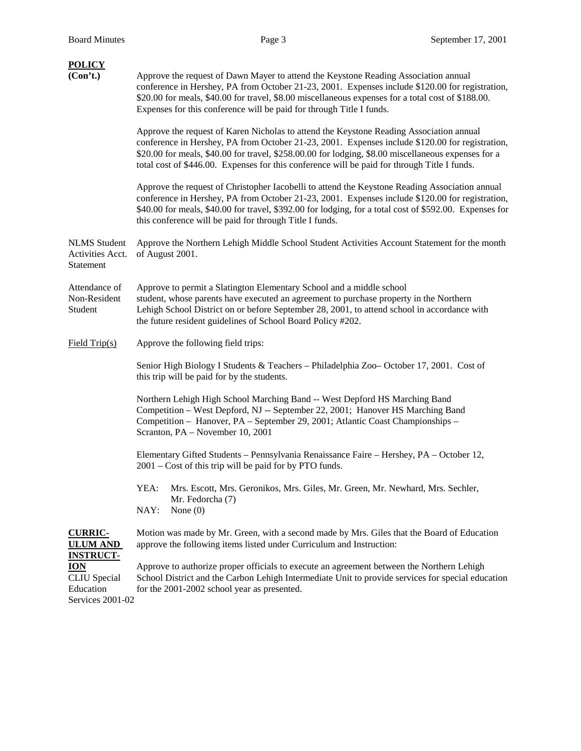**POLICY (Con't.)**

Approve the request of Dawn Mayer to attend the Keystone Reading Association annual conference in Hershey, PA from October 21-23, 2001. Expenses include $120.00 for registration, $20.00 for meals, $40.00 for travel, $8.00 miscellaneous expenses for a total cost of $188.00. Expenses for this conference will be paid for through Title I funds.

Approve the request of Karen Nicholas to attend the Keystone Reading Association annual conference in Hershey, PA from October 21-23, 2001. Expenses include $120.00 for registration, $20.00 for meals, $40.00 for travel, $258.00.00 for lodging, $8.00 miscellaneous expenses for a total cost of $446.00. Expenses for this conference will be paid for through Title I funds.

Approve the request of Christopher Iacobelli to attend the Keystone Reading Association annual conference in Hershey, PA from October 21-23, 2001. Expenses include $120.00 for registration, $40.00 for meals, $40.00 for travel, $392.00 for lodging, for a total cost of $592.00. Expenses for this conference will be paid for through Title I funds.

NLMS Student Activities Acct. Statement

Approve the Northern Lehigh Middle School Student Activities Account Statement for the month of August 2001.

Attendance of Non-Resident Student

Approve to permit a Slatington Elementary School and a middle school student, whose parents have executed an agreement to purchase property in the Northern Lehigh School District on or before September 28, 2001, to attend school in accordance with the future resident guidelines of School Board Policy #202.

Field Trip(s)

Approve the following field trips:

Senior High Biology I Students & Teachers – Philadelphia Zoo– October 17, 2001. Cost of this trip will be paid for by the students.

Northern Lehigh High School Marching Band -- West Depford HS Marching Band Competition – West Depford, NJ -- September 22, 2001; Hanover HS Marching Band Competition – Hanover, PA – September 29, 2001; Atlantic Coast Championships – Scranton, PA – November 10, 2001

Elementary Gifted Students – Pennsylvania Renaissance Faire – Hershey, PA – October 12, 2001 – Cost of this trip will be paid for by PTO funds.

YEA: Mrs. Escott, Mrs. Geronikos, Mrs. Giles, Mr. Green, Mr. Newhard, Mrs. Sechler, Mr. Fedorcha (7)
NAY: None (0)

**CURRICULUM AND INSTRUCTION**

Motion was made by Mr. Green, with a second made by Mrs. Giles that the Board of Education approve the following items listed under Curriculum and Instruction:

CLIU Special Education Services 2001-02

Approve to authorize proper officials to execute an agreement between the Northern Lehigh School District and the Carbon Lehigh Intermediate Unit to provide services for special education for the 2001-2002 school year as presented.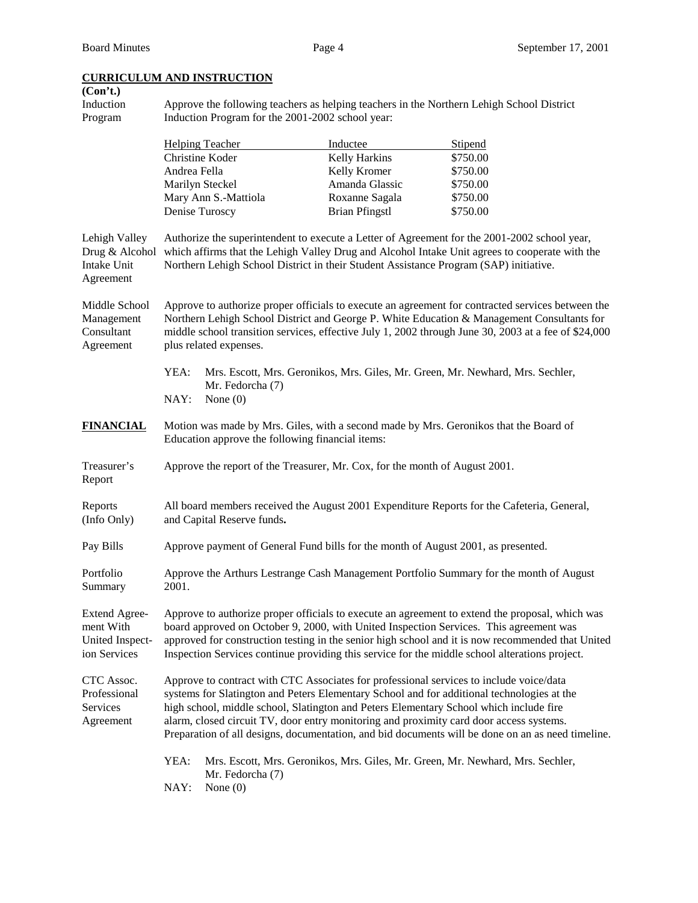**CURRICULUM AND INSTRUCTION**
**(Con't.)**

Induction Program — Approve the following teachers as helping teachers in the Northern Lehigh School District Induction Program for the 2001-2002 school year:

| Helping Teacher | Inductee | Stipend |
|---|---|---|
| Christine Koder | Kelly Harkins | $750.00 |
| Andrea Fella | Kelly Kromer | $750.00 |
| Marilyn Steckel | Amanda Glassic | $750.00 |
| Mary Ann S.-Mattiola | Roxanne Sagala | $750.00 |
| Denise Turoscy | Brian Pfingstl | $750.00 |

Lehigh Valley Drug & Alcohol Intake Unit Agreement — Authorize the superintendent to execute a Letter of Agreement for the 2001-2002 school year, which affirms that the Lehigh Valley Drug and Alcohol Intake Unit agrees to cooperate with the Northern Lehigh School District in their Student Assistance Program (SAP) initiative.

Middle School Management Consultant Agreement — Approve to authorize proper officials to execute an agreement for contracted services between the Northern Lehigh School District and George P. White Education & Management Consultants for middle school transition services, effective July 1, 2002 through June 30, 2003 at a fee of $24,000 plus related expenses.

YEA: Mrs. Escott, Mrs. Geronikos, Mrs. Giles, Mr. Green, Mr. Newhard, Mrs. Sechler, Mr. Fedorcha (7)
NAY: None (0)

**FINANCIAL** — Motion was made by Mrs. Giles, with a second made by Mrs. Geronikos that the Board of Education approve the following financial items:

Treasurer's Report — Approve the report of the Treasurer, Mr. Cox, for the month of August 2001.

Reports (Info Only) — All board members received the August 2001 Expenditure Reports for the Cafeteria, General, and Capital Reserve funds**.**

Pay Bills — Approve payment of General Fund bills for the month of August 2001, as presented.

Portfolio Summary — Approve the Arthurs Lestrange Cash Management Portfolio Summary for the month of August 2001.

Extend Agreement With United Inspection Services — Approve to authorize proper officials to execute an agreement to extend the proposal, which was board approved on October 9, 2000, with United Inspection Services. This agreement was approved for construction testing in the senior high school and it is now recommended that United Inspection Services continue providing this service for the middle school alterations project.

CTC Assoc. Professional Services Agreement — Approve to contract with CTC Associates for professional services to include voice/data systems for Slatington and Peters Elementary School and for additional technologies at the high school, middle school, Slatington and Peters Elementary School which include fire alarm, closed circuit TV, door entry monitoring and proximity card door access systems. Preparation of all designs, documentation, and bid documents will be done on an as need timeline.

YEA: Mrs. Escott, Mrs. Geronikos, Mrs. Giles, Mr. Green, Mr. Newhard, Mrs. Sechler, Mr. Fedorcha (7)
NAY: None (0)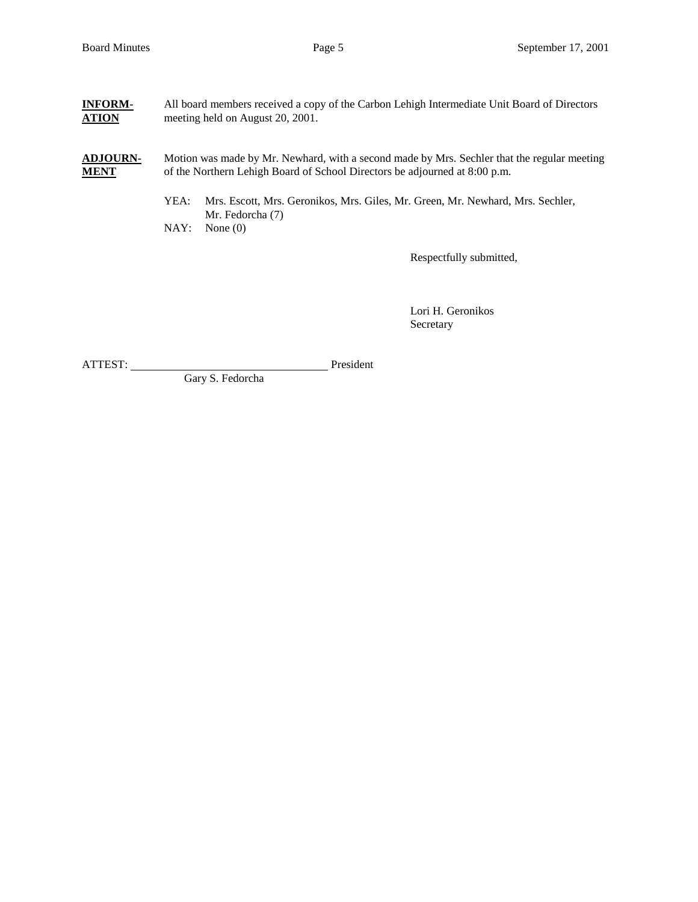**INFORMATION** All board members received a copy of the Carbon Lehigh Intermediate Unit Board of Directors meeting held on August 20, 2001.

**ADJOURNMENT** Motion was made by Mr. Newhard, with a second made by Mrs. Sechler that the regular meeting of the Northern Lehigh Board of School Directors be adjourned at 8:00 p.m.

YEA: Mrs. Escott, Mrs. Geronikos, Mrs. Giles, Mr. Green, Mr. Newhard, Mrs. Sechler, Mr. Fedorcha (7)

NAY: None (0)

Respectfully submitted,

Lori H. Geronikos
Secretary

ATTEST: ______________________ President
Gary S. Fedorcha